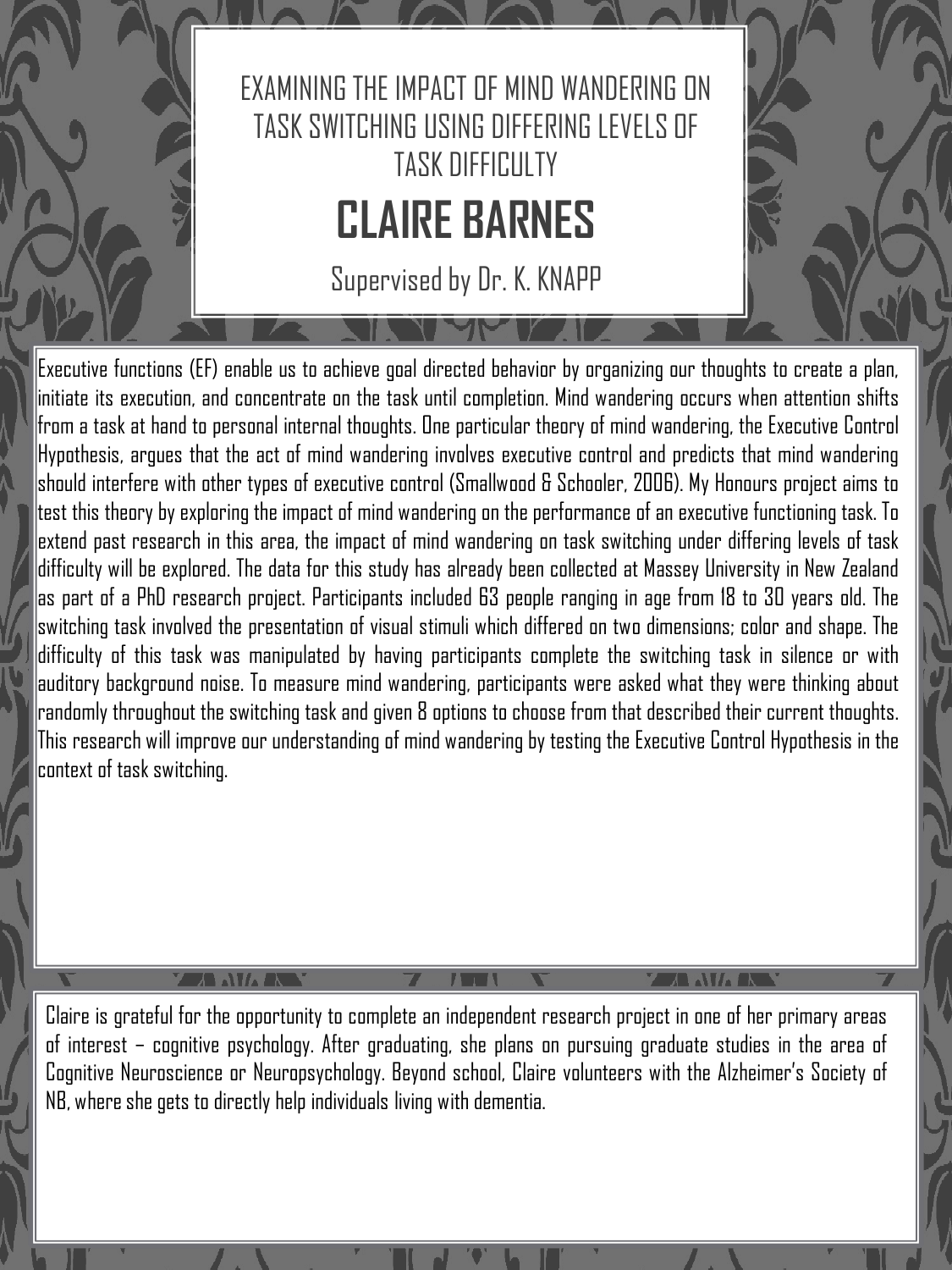# EXAMINING THE IMPACT OF MIND WANDERING ON TASK SWITCHING USING DIFFERING LEVELS OF TASK DIFFICULTY

## CLAIRE BARNES

Supervised by Dr. K. KNAPP

Executive functions (EF) enable us to achieve goal directed behavior by organizing our thoughts to create a plan, initiate its execution, and concentrate on the task until completion. Mind wandering occurs when attention shifts from a task at hand to personal internal thoughts. One particular theory of mind wandering, the Executive Control Hypothesis, argues that the act of mind wandering involves executive control and predicts that mind wandering should interfere with other types of executive control (Smallwood & Schooler, 2006). My Honours project aims to test this theory by exploring the impact of mind wandering on the performance of an executive functioning task. To extend past research in this area, the impact of mind wandering on task switching under differing levels of task difficulty will be explored. The data for this study has already been collected at Massey University in New Zealand as part of a PhD research project. Participants included 63 people ranging in age from 18 to 30 years old. The switching task involved the presentation of visual stimuli which differed on two dimensions; color and shape. The difficulty of this task was manipulated by having participants complete the switching task in silence or with auditory background noise. To measure mind wandering, participants were asked what they were thinking about randomly throughout the switching task and given 8 options to choose from that described their current thoughts. This research will improve our understanding of mind wandering by testing the Executive Control Hypothesis in the context of task switching.

Claire is grateful for the opportunity to complete an independent research project in one of her primary areas of interest – cognitive psychology. After graduating, she plans on pursuing graduate studies in the area of Cognitive Neuroscience or Neuropsychology. Beyond school, Claire volunteers with the Alzheimer's Society of NB, where she gets to directly help individuals living with dementia.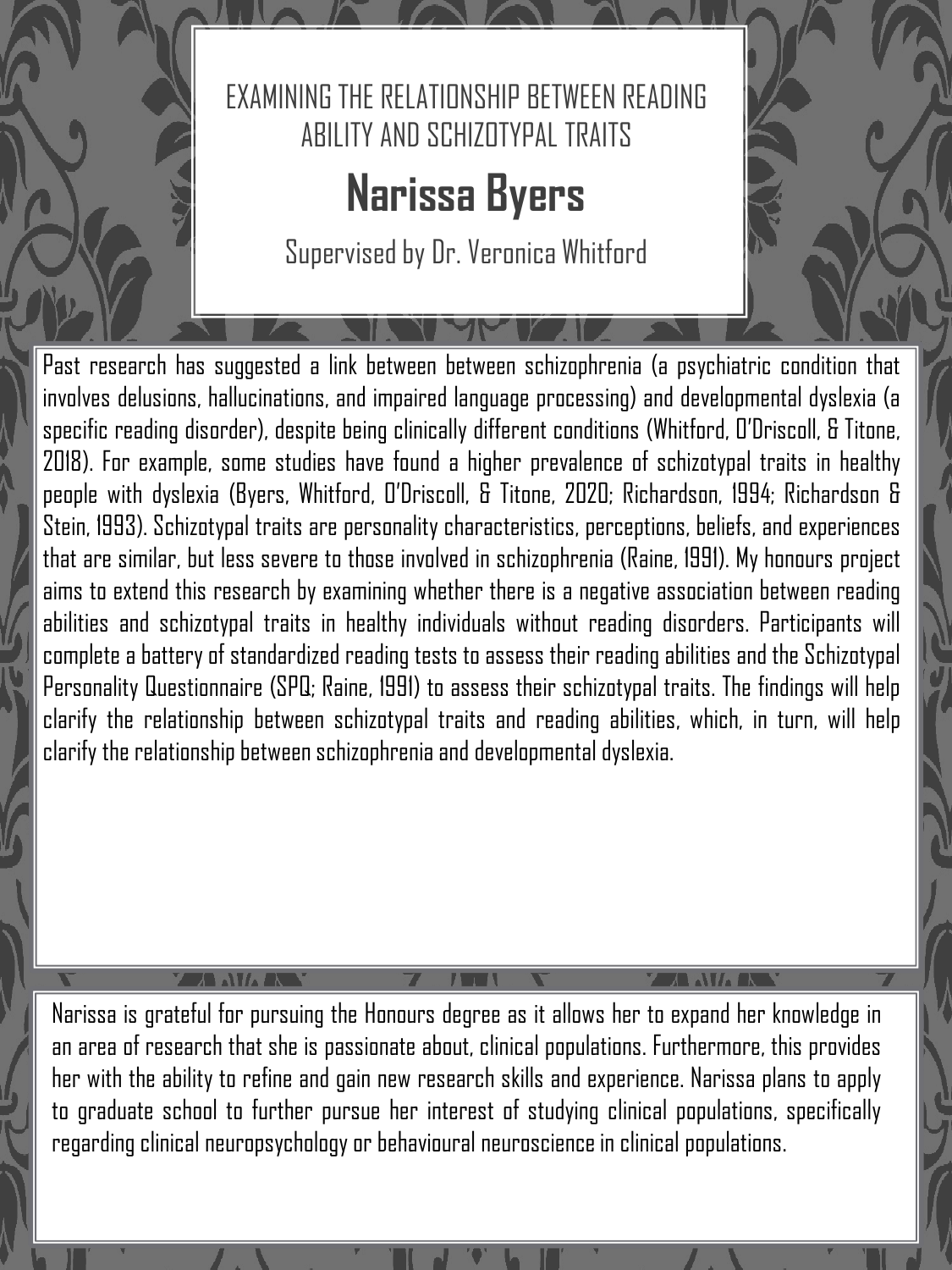# EXAMINING THE RELATIONSHIP BETWEEN READING ABILITY AND SCHIZOTYPAL TRAITS

## Narissa Byers

Supervised by Dr. Veronica Whitford

Past research has suggested a link between between schizophrenia (a psychiatric condition that involves delusions, hallucinations, and impaired language processing) and developmental dyslexia (a specific reading disorder), despite being clinically different conditions (Whitford, O'Driscoll, & Titone, 2018). For example, some studies have found a higher prevalence of schizotypal traits in healthy people with dyslexia (Byers, Whitford, O'Driscoll, & Titone, 2020; Richardson, 1994; Richardson & Stein, 1993). Schizotypal traits are personality characteristics, perceptions, beliefs, and experiences that are similar, but less severe to those involved in schizophrenia (Raine, 1991). My honours project aims to extend this research by examining whether there is a negative association between reading abilities and schizotypal traits in healthy individuals without reading disorders. Participants will complete a battery of standardized reading tests to assess their reading abilities and the Schizotypal Personality Questionnaire (SPQ; Raine, 1991) to assess their schizotypal traits. The findings will help clarify the relationship between schizotypal traits and reading abilities, which, in turn, will help clarify the relationship between schizophrenia and developmental dyslexia.

Narissa is grateful for pursuing the Honours degree as it allows her to expand her knowledge in an area of research that she is passionate about, clinical populations. Furthermore, this provides her with the ability to refine and gain new research skills and experience. Narissa plans to apply to graduate school to further pursue her interest of studying clinical populations, specifically regarding clinical neuropsychology or behavioural neuroscience in clinical populations.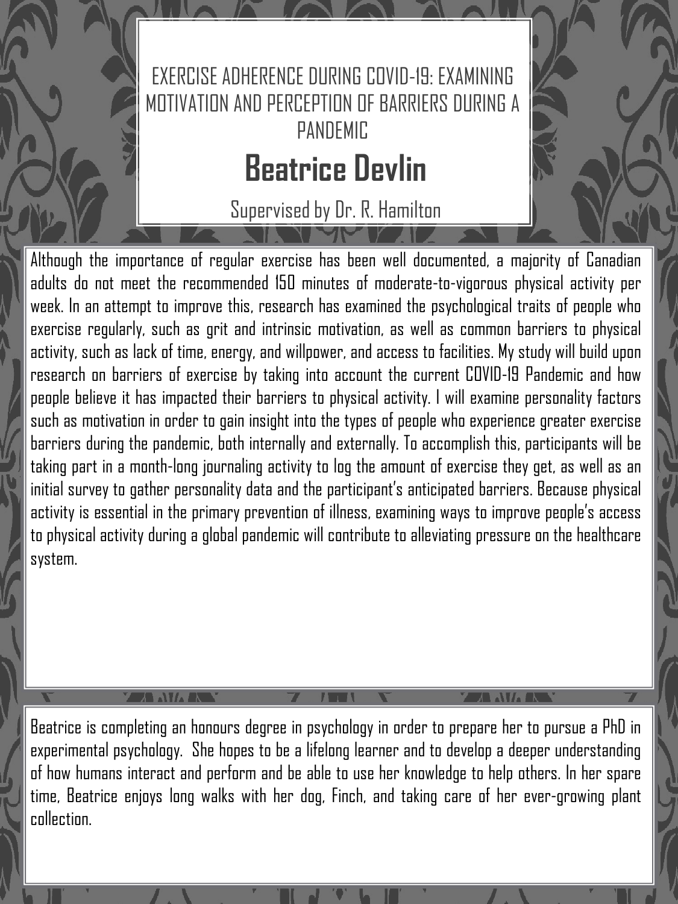# EXERCISE ADHERENCE DURING COVID-19: EXAMINING MOTIVATION AND PERCEPTION OF BARRIERS DURING A PANDEMIC

## Beatrice Devlin

Supervised by Dr. R. Hamilton

Although the importance of regular exercise has been well documented, a majority of Canadian adults do not meet the recommended 150 minutes of moderate-to-vigorous physical activity per week. In an attempt to improve this, research has examined the psychological traits of people who exercise regularly, such as grit and intrinsic motivation, as well as common barriers to physical activity, such as lack of time, energy, and willpower, and access to facilities. My study will build upon research on barriers of exercise by taking into account the current COVID-19 Pandemic and how people believe it has impacted their barriers to physical activity. I will examine personality factors such as motivation in order to gain insight into the types of people who experience greater exercise barriers during the pandemic, both internally and externally. To accomplish this, participants will be taking part in a month-long journaling activity to log the amount of exercise they get, as well as an initial survey to gather personality data and the participant's anticipated barriers. Because physical activity is essential in the primary prevention of illness, examining ways to improve people's access to physical activity during a global pandemic will contribute to alleviating pressure on the healthcare system.

Beatrice is completing an honours degree in psychology in order to prepare her to pursue a PhD in experimental psychology. She hopes to be a lifelong learner and to develop a deeper understanding of how humans interact and perform and be able to use her knowledge to help others. In her spare time, Beatrice enjoys long walks with her dog, Finch, and taking care of her ever-growing plant collection.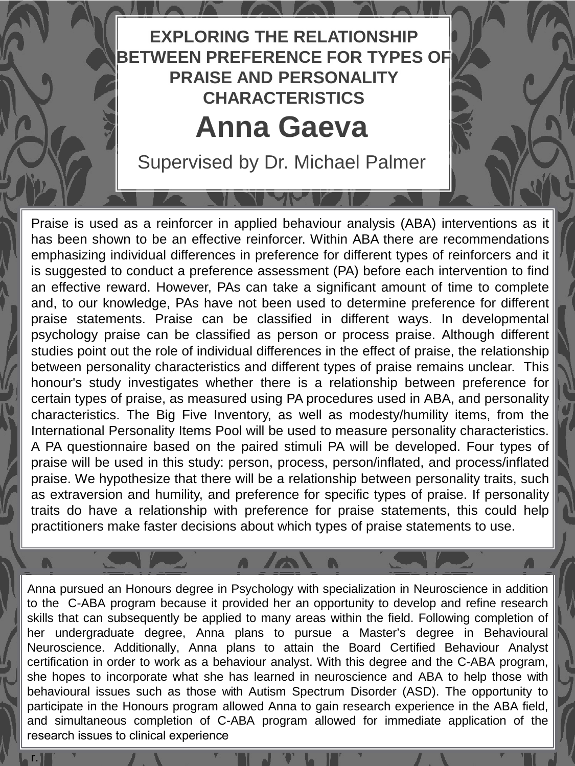# EXPLORING THE RELATIONSHIP BETWEEN PREFERENCE FOR TYPES OF PRAISE AND PERSONALITY CHARACTERISTICS

## Anna Gaeva

Supervised by Dr. Michael Palmer

Praise is used as a reinforcer in applied behaviour analysis (ABA) interventions as it has been shown to be an effective reinforcer. Within ABA there are recommendations emphasizing individual differences in preference for different types of reinforcers and it is suggested to conduct a preference assessment (PA) before each intervention to find an effective reward. However, PAs can take a significant amount of time to complete and, to our knowledge, PAs have not been used to determine preference for different praise statements. Praise can be classified in different ways. In developmental psychology praise can be classified as person or process praise. Although different studies point out the role of individual differences in the effect of praise, the relationship between personality characteristics and different types of praise remains unclear. This honour's study investigates whether there is a relationship between preference for certain types of praise, as measured using PA procedures used in ABA, and personality characteristics. The Big Five Inventory, as well as modesty/humility items, from the International Personality Items Pool will be used to measure personality characteristics. A PA questionnaire based on the paired stimuli PA will be developed. Four types of praise will be used in this study: person, process, person/inflated, and process/inflated praise. We hypothesize that there will be a relationship between personality traits, such as extraversion and humility, and preference for specific types of praise. If personality traits do have a relationship with preference for praise statements, this could help practitioners make faster decisions about which types of praise statements to use.

Anna pursued an Honours degree in Psychology with specialization in Neuroscience in addition to the C-ABA program because it provided her an opportunity to develop and refine research skills that can subsequently be applied to many areas within the field. Following completion of her undergraduate degree, Anna plans to pursue a Master's degree in Behavioural Neuroscience. Additionally, Anna plans to attain the Board Certified Behaviour Analyst certification in order to work as a behaviour analyst. With this degree and the C-ABA program, she hopes to incorporate what she has learned in neuroscience and ABA to help those with behavioural issues such as those with Autism Spectrum Disorder (ASD). The opportunity to participate in the Honours program allowed Anna to gain research experience in the ABA field, and simultaneous completion of C-ABA program allowed for immediate application of the research issues to clinical experience

r.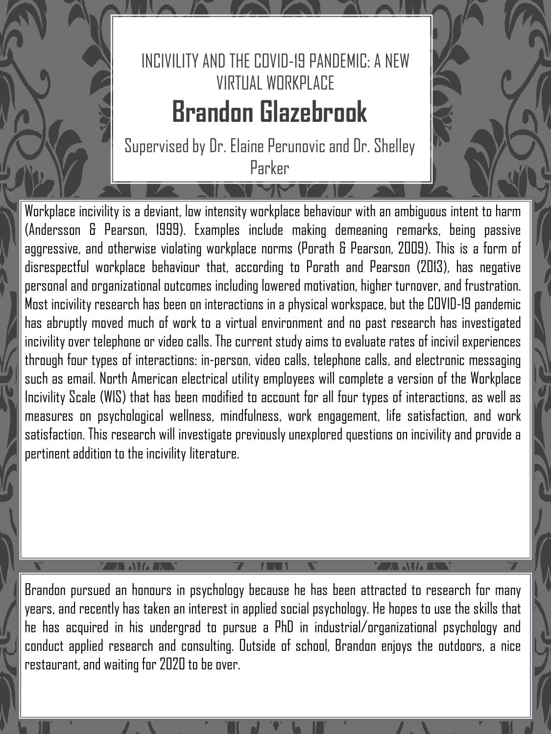# INCIVILITY AND THE COVID-19 PANDEMIC: A NEW VIRTUAL WORKPLACE

## Brandon Glazebrook

Supervised by Dr. Elaine Perunovic and Dr. Shelley Parker

Workplace incivility is a deviant, low intensity workplace behaviour with an ambiguous intent to harm (Andersson & Pearson, 1999). Examples include making demeaning remarks, being passive aggressive, and otherwise violating workplace norms (Porath & Pearson, 2009). This is a form of disrespectful workplace behaviour that, according to Porath and Pearson (2013), has negative personal and organizational outcomes including lowered motivation, higher turnover, and frustration. Most incivility research has been on interactions in a physical workspace, but the COVID-19 pandemic has abruptly moved much of work to a virtual environment and no past research has investigated incivility over telephone or video calls. The current study aims to evaluate rates of incivil experiences through four types of interactions: in-person, video calls, telephone calls, and electronic messaging such as email. North American electrical utility employees will complete a version of the Workplace Incivility Scale (WIS) that has been modified to account for all four types of interactions, as well as measures on psychological wellness, mindfulness, work engagement, life satisfaction, and work satisfaction. This research will investigate previously unexplored questions on incivility and provide a pertinent addition to the incivility literature.

Brandon pursued an honours in psychology because he has been attracted to research for many years, and recently has taken an interest in applied social psychology. He hopes to use the skills that he has acquired in his undergrad to pursue a PhD in industrial/organizational psychology and conduct applied research and consulting. Outside of school, Brandon enjoys the outdoors, a nice restaurant, and waiting for 2020 to be over.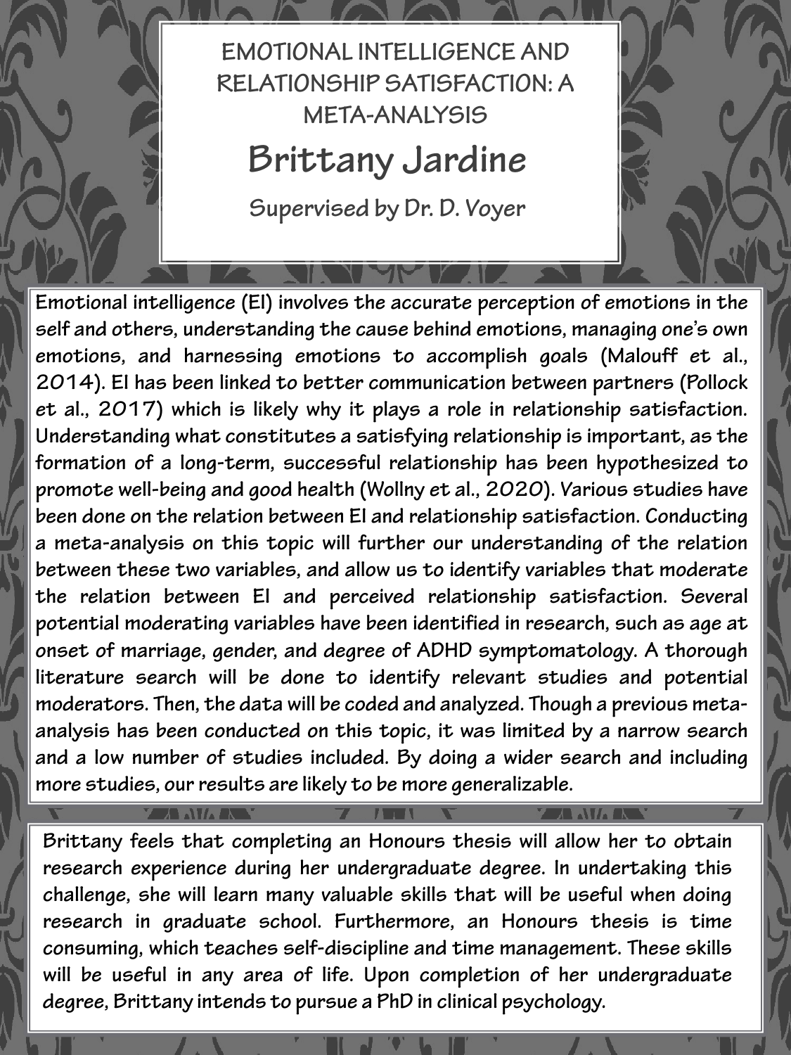# EMOTIONAL INTELLIGENCE AND RELATIONSHIP SATISFACTION: A META-ANALYSIS

## Brittany Jardine

**Supervised by Dr. D. Voyer**

Emotional intelligence (EI) involves the accurate perception of emotions in the self and others, understanding the cause behind emotions, managing one's own emotions, and harnessing emotions to accomplish goals (Malouff et al., 2014). EI has been linked to better communication between partners (Pollock et al., 2017) which is likely why it plays a role in relationship satisfaction. Understanding what constitutes a satisfying relationship is important, as the formation of a long-term, successful relationship has been hypothesized to promote well-being and good health (Wollny et al., 2020). Various studies have been done on the relation between EI and relationship satisfaction. Conducting a meta-analysis on this topic will further our understanding of the relation between these two variables, and allow us to identify variables that moderate the relation between EI and perceived relationship satisfaction. Several potential moderating variables have been identified in research, such as age at onset of marriage, gender, and degree of ADHD symptomatology. A thorough literature search will be done to identify relevant studies and potential moderators. Then, the data will be coded and analyzed. Though a previous meta-analysis has been conducted on this topic, it was limited by a narrow search and a low number of studies included. By doing a wider search and including more studies, our results are likely to be more generalizable.

Brittany feels that completing an Honours thesis will allow her to obtain research experience during her undergraduate degree. In undertaking this challenge, she will learn many valuable skills that will be useful when doing research in graduate school. Furthermore, an Honours thesis is time consuming, which teaches self-discipline and time management. These skills will be useful in any area of life. Upon completion of her undergraduate degree, Brittany intends to pursue a PhD in clinical psychology.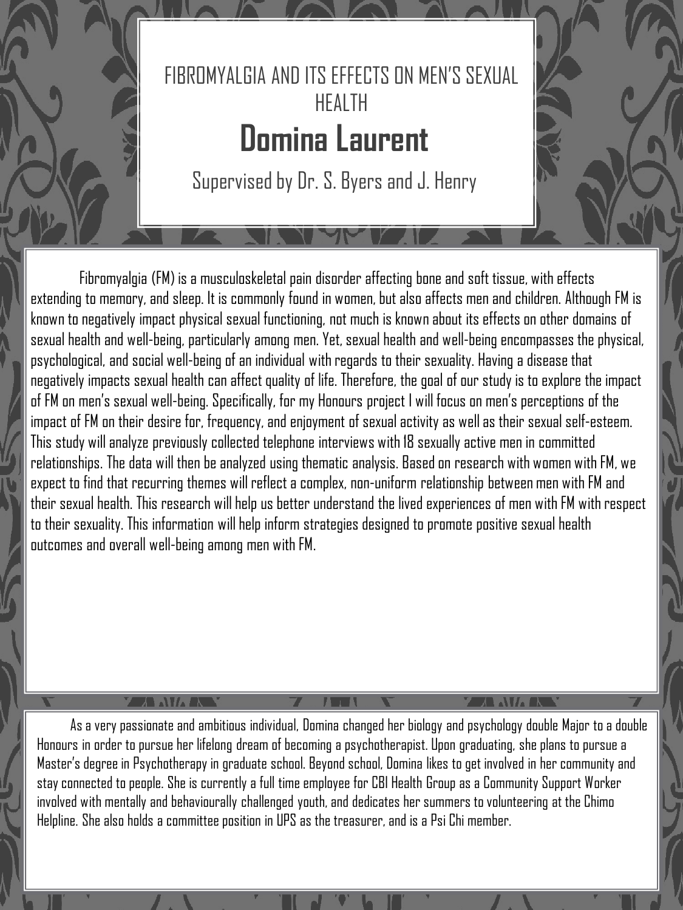# FIBROMYALGIA AND ITS EFFECTS ON MEN'S SEXUAL HEALTH

## Domina Laurent

Supervised by Dr. S. Byers and J. Henry

Fibromyalgia (FM) is a musculoskeletal pain disorder affecting bone and soft tissue, with effects extending to memory, and sleep. It is commonly found in women, but also affects men and children. Although FM is known to negatively impact physical sexual functioning, not much is known about its effects on other domains of sexual health and well-being, particularly among men. Yet, sexual health and well-being encompasses the physical, psychological, and social well-being of an individual with regards to their sexuality. Having a disease that negatively impacts sexual health can affect quality of life. Therefore, the goal of our study is to explore the impact of FM on men's sexual well-being. Specifically, for my Honours project I will focus on men's perceptions of the impact of FM on their desire for, frequency, and enjoyment of sexual activity as well as their sexual self-esteem. This study will analyze previously collected telephone interviews with 18 sexually active men in committed relationships. The data will then be analyzed using thematic analysis. Based on research with women with FM, we expect to find that recurring themes will reflect a complex, non-uniform relationship between men with FM and their sexual health. This research will help us better understand the lived experiences of men with FM with respect to their sexuality. This information will help inform strategies designed to promote positive sexual health outcomes and overall well-being among men with FM.

As a very passionate and ambitious individual, Domina changed her biology and psychology double Major to a double Honours in order to pursue her lifelong dream of becoming a psychotherapist. Upon graduating, she plans to pursue a Master's degree in Psychotherapy in graduate school. Beyond school, Domina likes to get involved in her community and stay connected to people. She is currently a full time employee for CBI Health Group as a Community Support Worker involved with mentally and behaviourally challenged youth, and dedicates her summers to volunteering at the Chimo Helpline. She also holds a committee position in UPS as the treasurer, and is a Psi Chi member.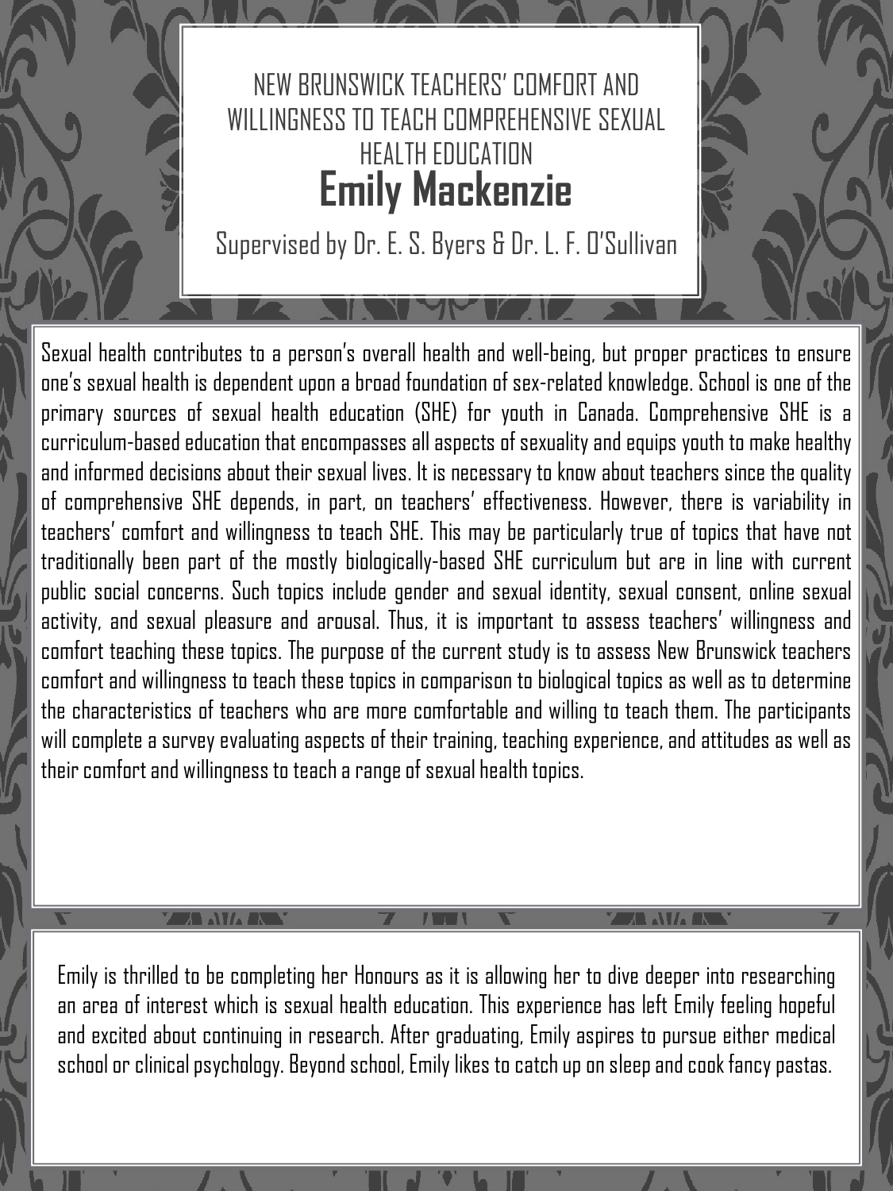# NEW BRUNSWICK TEACHERS' COMFORT AND WILLINGNESS TO TEACH COMPREHENSIVE SEXUAL HEALTH EDUCATION

## Emily Mackenzie

Supervised by Dr. E. S. Byers & Dr. L. F. O'Sullivan

Sexual health contributes to a person's overall health and well-being, but proper practices to ensure one's sexual health is dependent upon a broad foundation of sex-related knowledge. School is one of the primary sources of sexual health education (SHE) for youth in Canada. Comprehensive SHE is a curriculum-based education that encompasses all aspects of sexuality and equips youth to make healthy and informed decisions about their sexual lives. It is necessary to know about teachers since the quality of comprehensive SHE depends, in part, on teachers' effectiveness. However, there is variability in teachers' comfort and willingness to teach SHE. This may be particularly true of topics that have not traditionally been part of the mostly biologically-based SHE curriculum but are in line with current public social concerns. Such topics include gender and sexual identity, sexual consent, online sexual activity, and sexual pleasure and arousal. Thus, it is important to assess teachers' willingness and comfort teaching these topics. The purpose of the current study is to assess New Brunswick teachers comfort and willingness to teach these topics in comparison to biological topics as well as to determine the characteristics of teachers who are more comfortable and willing to teach them. The participants will complete a survey evaluating aspects of their training, teaching experience, and attitudes as well as their comfort and willingness to teach a range of sexual health topics.

Emily is thrilled to be completing her Honours as it is allowing her to dive deeper into researching an area of interest which is sexual health education. This experience has left Emily feeling hopeful and excited about continuing in research. After graduating, Emily aspires to pursue either medical school or clinical psychology. Beyond school, Emily likes to catch up on sleep and cook fancy pastas.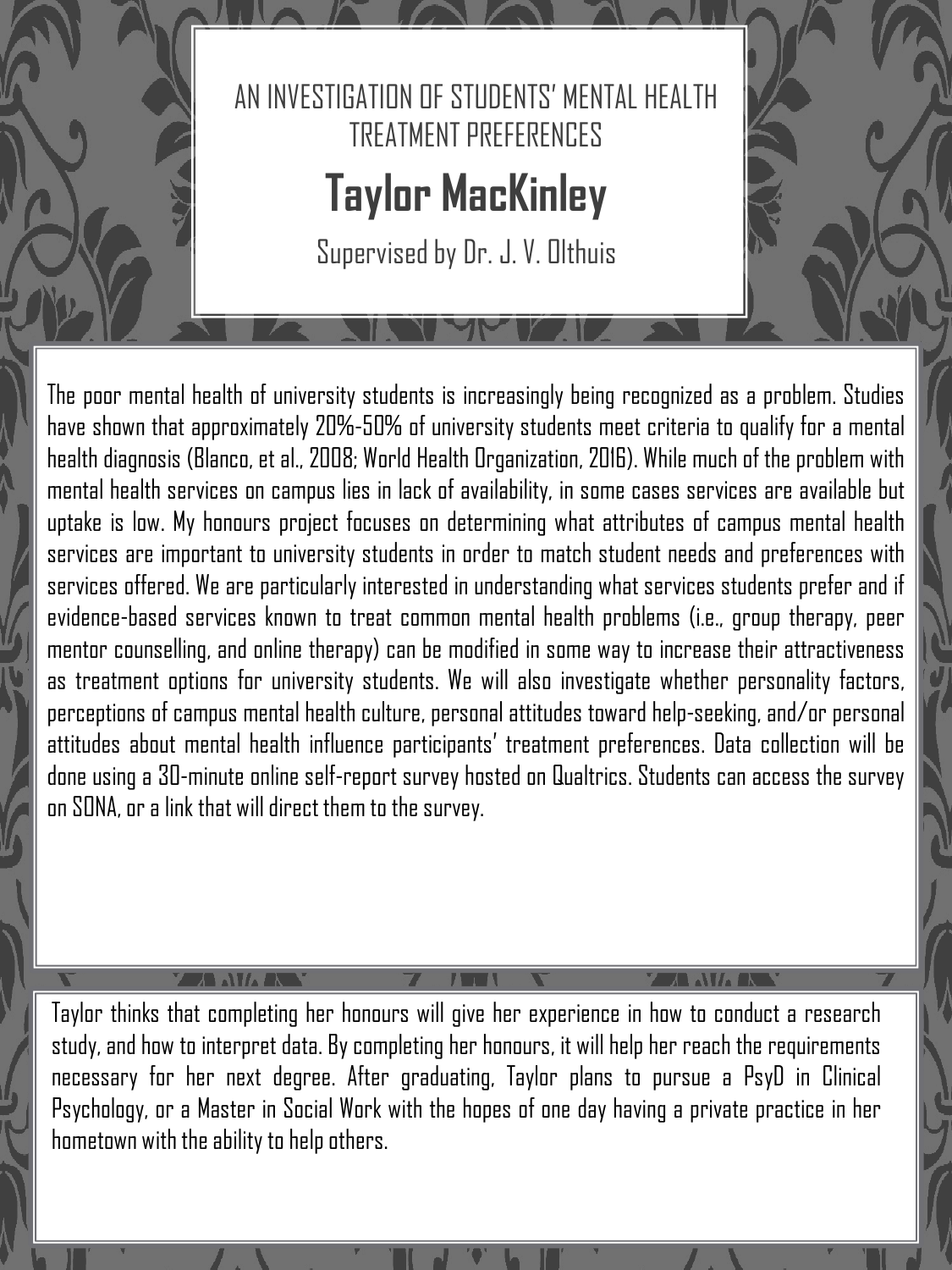# AN INVESTIGATION OF STUDENTS' MENTAL HEALTH TREATMENT PREFERENCES

## Taylor MacKinley

Supervised by Dr. J. V. Olthuis

The poor mental health of university students is increasingly being recognized as a problem. Studies have shown that approximately 20%-50% of university students meet criteria to qualify for a mental health diagnosis (Blanco, et al., 2008; World Health Organization, 2016). While much of the problem with mental health services on campus lies in lack of availability, in some cases services are available but uptake is low. My honours project focuses on determining what attributes of campus mental health services are important to university students in order to match student needs and preferences with services offered. We are particularly interested in understanding what services students prefer and if evidence-based services known to treat common mental health problems (i.e., group therapy, peer mentor counselling, and online therapy) can be modified in some way to increase their attractiveness as treatment options for university students. We will also investigate whether personality factors, perceptions of campus mental health culture, personal attitudes toward help-seeking, and/or personal attitudes about mental health influence participants' treatment preferences. Data collection will be done using a 30-minute online self-report survey hosted on Qualtrics. Students can access the survey on SONA, or a link that will direct them to the survey.

Taylor thinks that completing her honours will give her experience in how to conduct a research study, and how to interpret data. By completing her honours, it will help her reach the requirements necessary for her next degree. After graduating, Taylor plans to pursue a PsyD in Clinical Psychology, or a Master in Social Work with the hopes of one day having a private practice in her hometown with the ability to help others.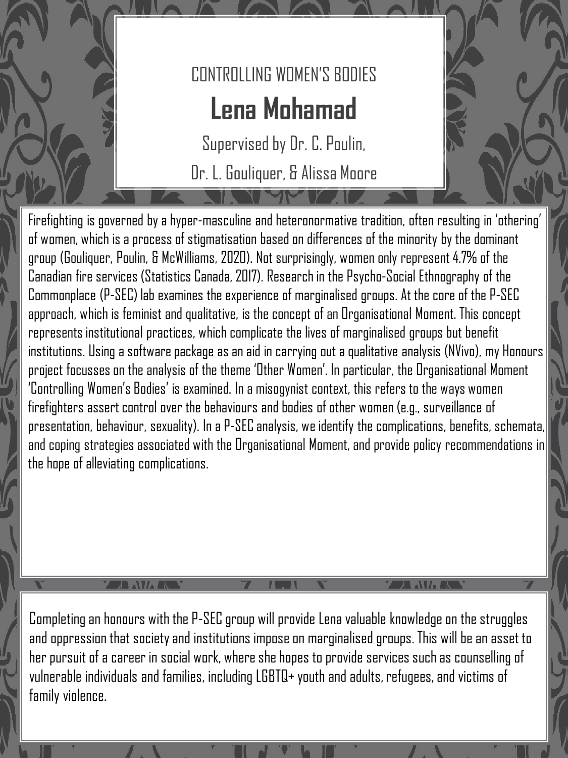CONTROLLING WOMEN'S BODIES

# Lena Mohamad

Supervised by Dr. C. Poulin,

Dr. L. Gouliquer, & Alissa Moore

Firefighting is governed by a hyper-masculine and heteronormative tradition, often resulting in 'othering' of women, which is a process of stigmatisation based on differences of the minority by the dominant group (Gouliquer, Poulin, & McWilliams, 2020). Not surprisingly, women only represent 4.7% of the Canadian fire services (Statistics Canada, 2017). Research in the Psycho-Social Ethnography of the Commonplace (P-SEC) lab examines the experience of marginalised groups. At the core of the P-SEC approach, which is feminist and qualitative, is the concept of an Organisational Moment. This concept represents institutional practices, which complicate the lives of marginalised groups but benefit institutions. Using a software package as an aid in carrying out a qualitative analysis (NVivo), my Honours project focusses on the analysis of the theme 'Other Women'. In particular, the Organisational Moment 'Controlling Women's Bodies' is examined. In a misogynist context, this refers to the ways women firefighters assert control over the behaviours and bodies of other women (e.g., surveillance of presentation, behaviour, sexuality). In a P-SEC analysis, we identify the complications, benefits, schemata, and coping strategies associated with the Organisational Moment, and provide policy recommendations in the hope of alleviating complications.

Completing an honours with the P-SEC group will provide Lena valuable knowledge on the struggles and oppression that society and institutions impose on marginalised groups. This will be an asset to her pursuit of a career in social work, where she hopes to provide services such as counselling of vulnerable individuals and families, including LGBTQ+ youth and adults, refugees, and victims of family violence.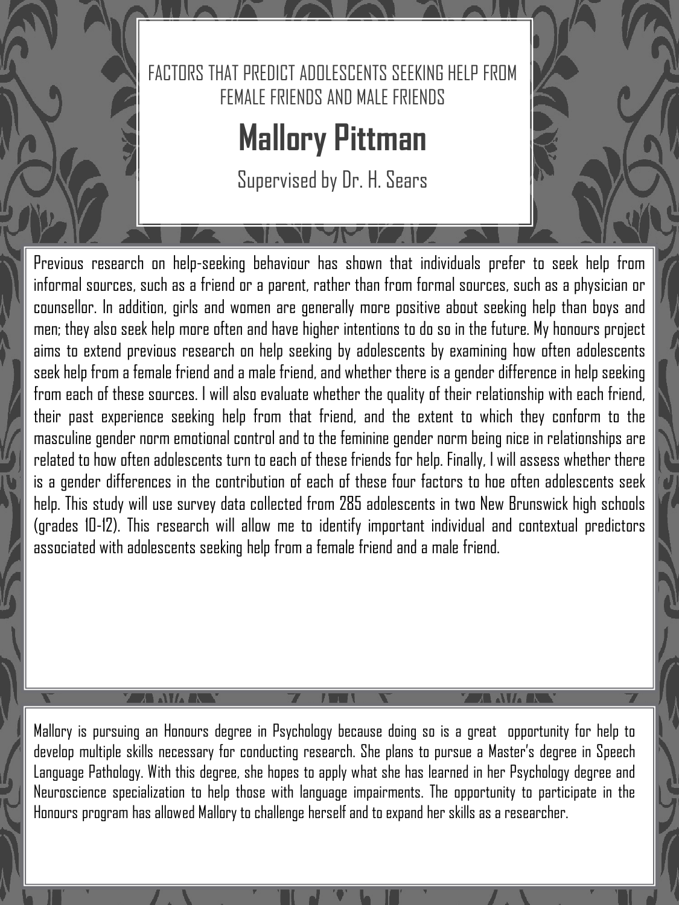FACTORS THAT PREDICT ADOLESCENTS SEEKING HELP FROM FEMALE FRIENDS AND MALE FRIENDS

# Mallory Pittman

Supervised by Dr. H. Sears

Previous research on help-seeking behaviour has shown that individuals prefer to seek help from informal sources, such as a friend or a parent, rather than from formal sources, such as a physician or counsellor. In addition, girls and women are generally more positive about seeking help than boys and men; they also seek help more often and have higher intentions to do so in the future. My honours project aims to extend previous research on help seeking by adolescents by examining how often adolescents seek help from a female friend and a male friend, and whether there is a gender difference in help seeking from each of these sources. I will also evaluate whether the quality of their relationship with each friend, their past experience seeking help from that friend, and the extent to which they conform to the masculine gender norm emotional control and to the feminine gender norm being nice in relationships are related to how often adolescents turn to each of these friends for help. Finally, I will assess whether there is a gender differences in the contribution of each of these four factors to hoe often adolescents seek help. This study will use survey data collected from 285 adolescents in two New Brunswick high schools (grades 10-12). This research will allow me to identify important individual and contextual predictors associated with adolescents seeking help from a female friend and a male friend.

Mallory is pursuing an Honours degree in Psychology because doing so is a great opportunity for help to develop multiple skills necessary for conducting research. She plans to pursue a Master's degree in Speech Language Pathology. With this degree, she hopes to apply what she has learned in her Psychology degree and Neuroscience specialization to help those with language impairments. The opportunity to participate in the Honours program has allowed Mallory to challenge herself and to expand her skills as a researcher.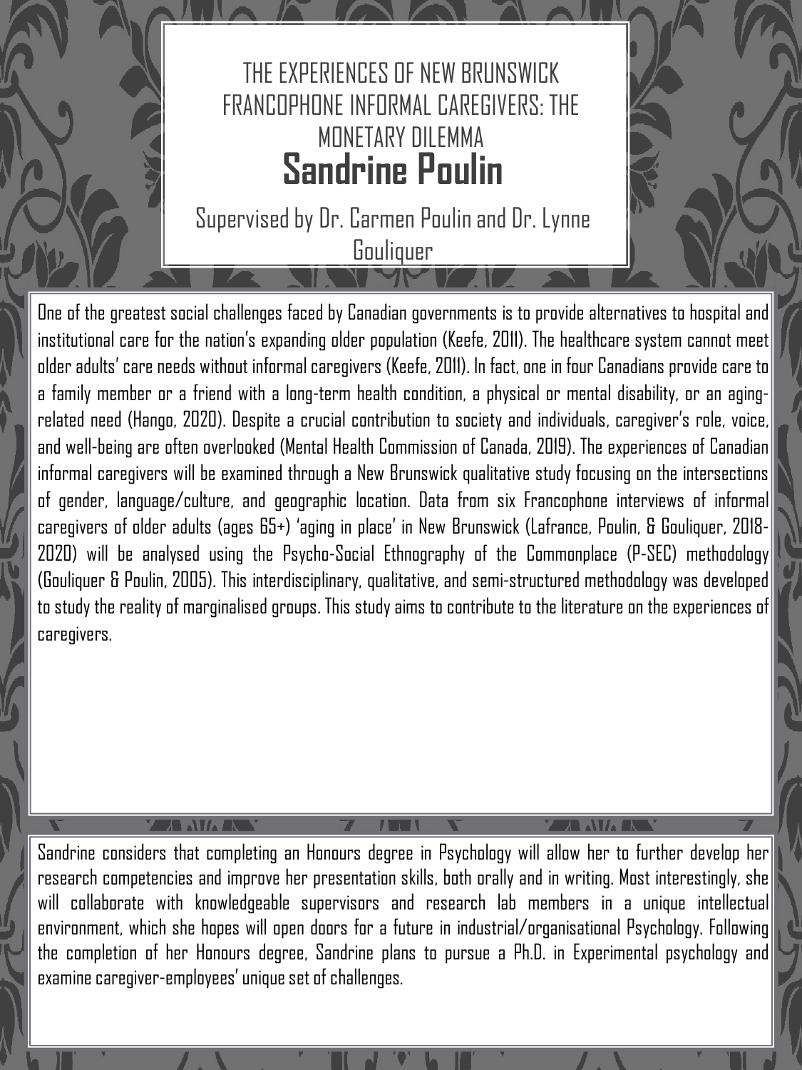# THE EXPERIENCES OF NEW BRUNSWICK FRANCOPHONE INFORMAL CAREGIVERS: THE MONETARY DILEMMA

## Sandrine Poulin

Supervised by Dr. Carmen Poulin and Dr. Lynne Gouliquer

One of the greatest social challenges faced by Canadian governments is to provide alternatives to hospital and institutional care for the nation's expanding older population (Keefe, 2011). The healthcare system cannot meet older adults' care needs without informal caregivers (Keefe, 2011). In fact, one in four Canadians provide care to a family member or a friend with a long-term health condition, a physical or mental disability, or an aging-related need (Hango, 2020). Despite a crucial contribution to society and individuals, caregiver's role, voice, and well-being are often overlooked (Mental Health Commission of Canada, 2019). The experiences of Canadian informal caregivers will be examined through a New Brunswick qualitative study focusing on the intersections of gender, language/culture, and geographic location. Data from six Francophone interviews of informal caregivers of older adults (ages 65+) 'aging in place' in New Brunswick (Lafrance, Poulin, & Gouliquer, 2018-2020) will be analysed using the Psycho-Social Ethnography of the Commonplace (P-SEC) methodology (Gouliquer & Poulin, 2005). This interdisciplinary, qualitative, and semi-structured methodology was developed to study the reality of marginalised groups. This study aims to contribute to the literature on the experiences of caregivers.

Sandrine considers that completing an Honours degree in Psychology will allow her to further develop her research competencies and improve her presentation skills, both orally and in writing. Most interestingly, she will collaborate with knowledgeable supervisors and research lab members in a unique intellectual environment, which she hopes will open doors for a future in industrial/organisational Psychology. Following the completion of her Honours degree, Sandrine plans to pursue a Ph.D. in Experimental psychology and examine caregiver-employees' unique set of challenges.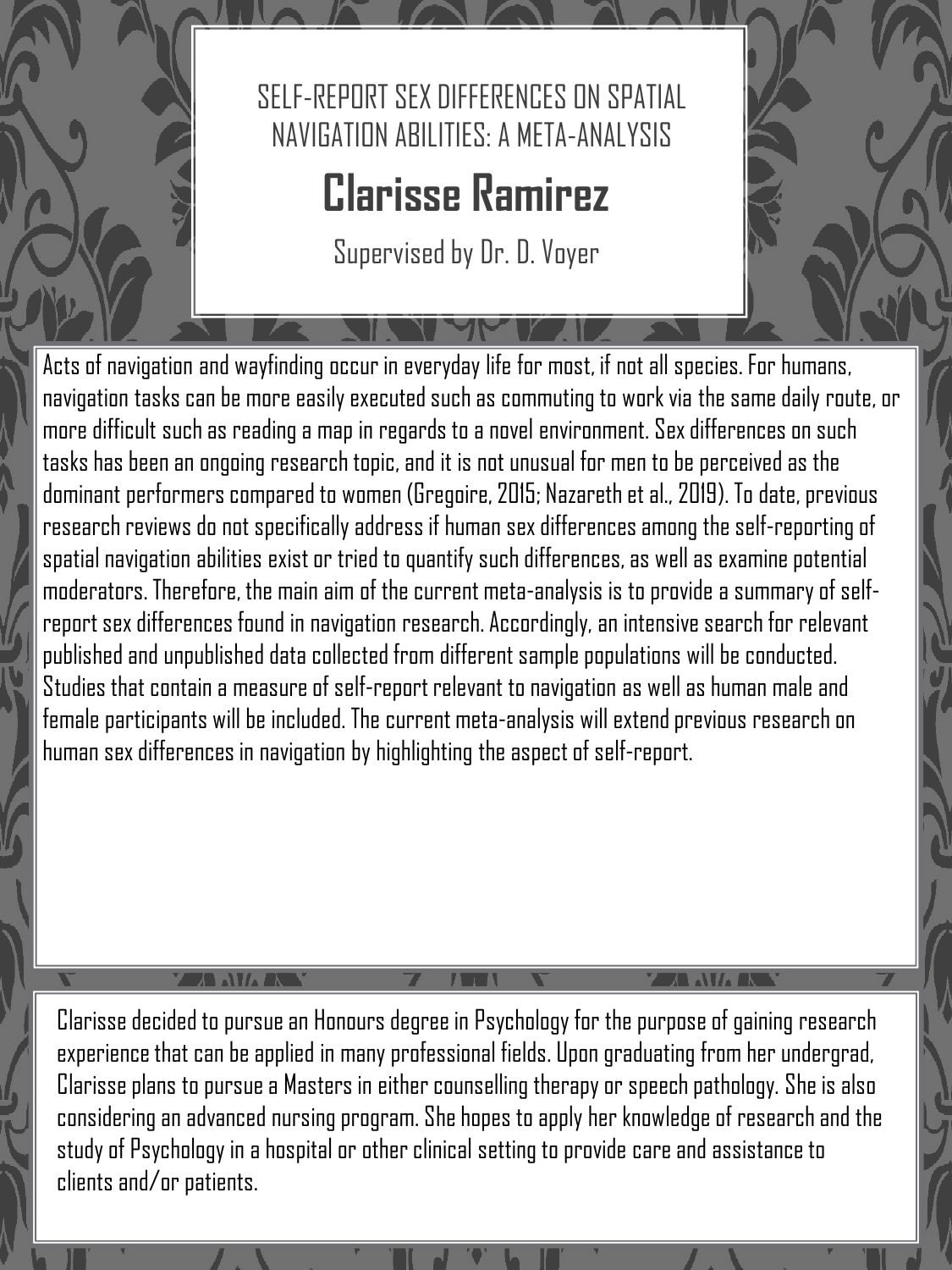# SELF-REPORT SEX DIFFERENCES ON SPATIAL NAVIGATION ABILITIES: A META-ANALYSIS

## Clarisse Ramirez

Supervised by Dr. D. Voyer

Acts of navigation and wayfinding occur in everyday life for most, if not all species. For humans, navigation tasks can be more easily executed such as commuting to work via the same daily route, or more difficult such as reading a map in regards to a novel environment. Sex differences on such tasks has been an ongoing research topic, and it is not unusual for men to be perceived as the dominant performers compared to women (Gregoire, 2015; Nazareth et al., 2019). To date, previous research reviews do not specifically address if human sex differences among the self-reporting of spatial navigation abilities exist or tried to quantify such differences, as well as examine potential moderators. Therefore, the main aim of the current meta-analysis is to provide a summary of self-report sex differences found in navigation research. Accordingly, an intensive search for relevant published and unpublished data collected from different sample populations will be conducted. Studies that contain a measure of self-report relevant to navigation as well as human male and female participants will be included. The current meta-analysis will extend previous research on human sex differences in navigation by highlighting the aspect of self-report.

Clarisse decided to pursue an Honours degree in Psychology for the purpose of gaining research experience that can be applied in many professional fields. Upon graduating from her undergrad, Clarisse plans to pursue a Masters in either counselling therapy or speech pathology. She is also considering an advanced nursing program. She hopes to apply her knowledge of research and the study of Psychology in a hospital or other clinical setting to provide care and assistance to clients and/or patients.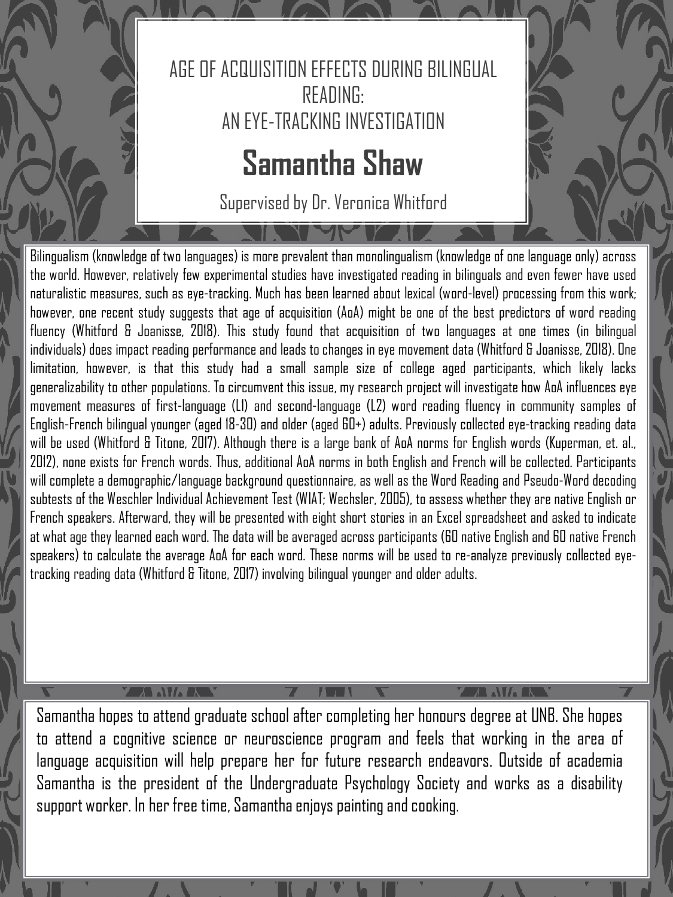# AGE OF ACQUISITION EFFECTS DURING BILINGUAL READING: AN EYE-TRACKING INVESTIGATION

## Samantha Shaw

Supervised by Dr. Veronica Whitford

Bilingualism (knowledge of two languages) is more prevalent than monolingualism (knowledge of one language only) across the world. However, relatively few experimental studies have investigated reading in bilinguals and even fewer have used naturalistic measures, such as eye-tracking. Much has been learned about lexical (word-level) processing from this work; however, one recent study suggests that age of acquisition (AoA) might be one of the best predictors of word reading fluency (Whitford & Joanisse, 2018). This study found that acquisition of two languages at one times (in bilingual individuals) does impact reading performance and leads to changes in eye movement data (Whitford & Joanisse, 2018). One limitation, however, is that this study had a small sample size of college aged participants, which likely lacks generalizability to other populations. To circumvent this issue, my research project will investigate how AoA influences eye movement measures of first-language (L1) and second-language (L2) word reading fluency in community samples of English-French bilingual younger (aged 18-30) and older (aged 60+) adults. Previously collected eye-tracking reading data will be used (Whitford & Titone, 2017). Although there is a large bank of AoA norms for English words (Kuperman, et. al., 2012), none exists for French words. Thus, additional AoA norms in both English and French will be collected. Participants will complete a demographic/language background questionnaire, as well as the Word Reading and Pseudo-Word decoding subtests of the Weschler Individual Achievement Test (WIAT; Wechsler, 2005), to assess whether they are native English or French speakers. Afterward, they will be presented with eight short stories in an Excel spreadsheet and asked to indicate at what age they learned each word. The data will be averaged across participants (60 native English and 60 native French speakers) to calculate the average AoA for each word. These norms will be used to re-analyze previously collected eye-tracking reading data (Whitford & Titone, 2017) involving bilingual younger and older adults.

Samantha hopes to attend graduate school after completing her honours degree at UNB. She hopes to attend a cognitive science or neuroscience program and feels that working in the area of language acquisition will help prepare her for future research endeavors. Outside of academia Samantha is the president of the Undergraduate Psychology Society and works as a disability support worker. In her free time, Samantha enjoys painting and cooking.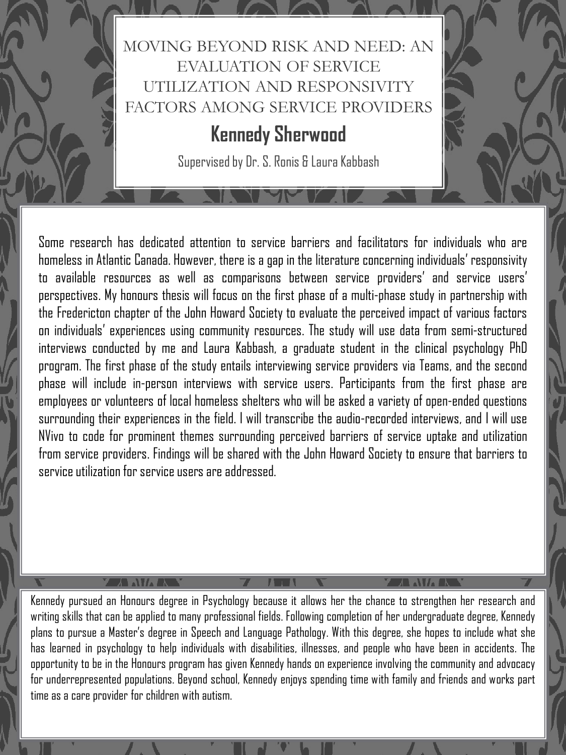# MOVING BEYOND RISK AND NEED: AN EVALUATION OF SERVICE UTILIZATION AND RESPONSIVITY FACTORS AMONG SERVICE PROVIDERS

## Kennedy Sherwood

Supervised by Dr. S. Ronis & Laura Kabbash

Some research has dedicated attention to service barriers and facilitators for individuals who are homeless in Atlantic Canada. However, there is a gap in the literature concerning individuals' responsivity to available resources as well as comparisons between service providers' and service users' perspectives. My honours thesis will focus on the first phase of a multi-phase study in partnership with the Fredericton chapter of the John Howard Society to evaluate the perceived impact of various factors on individuals' experiences using community resources. The study will use data from semi-structured interviews conducted by me and Laura Kabbash, a graduate student in the clinical psychology PhD program. The first phase of the study entails interviewing service providers via Teams, and the second phase will include in-person interviews with service users. Participants from the first phase are employees or volunteers of local homeless shelters who will be asked a variety of open-ended questions surrounding their experiences in the field. I will transcribe the audio-recorded interviews, and I will use NVivo to code for prominent themes surrounding perceived barriers of service uptake and utilization from service providers. Findings will be shared with the John Howard Society to ensure that barriers to service utilization for service users are addressed.

Kennedy pursued an Honours degree in Psychology because it allows her the chance to strengthen her research and writing skills that can be applied to many professional fields. Following completion of her undergraduate degree, Kennedy plans to pursue a Master's degree in Speech and Language Pathology. With this degree, she hopes to include what she has learned in psychology to help individuals with disabilities, illnesses, and people who have been in accidents. The opportunity to be in the Honours program has given Kennedy hands on experience involving the community and advocacy for underrepresented populations. Beyond school, Kennedy enjoys spending time with family and friends and works part time as a care provider for children with autism.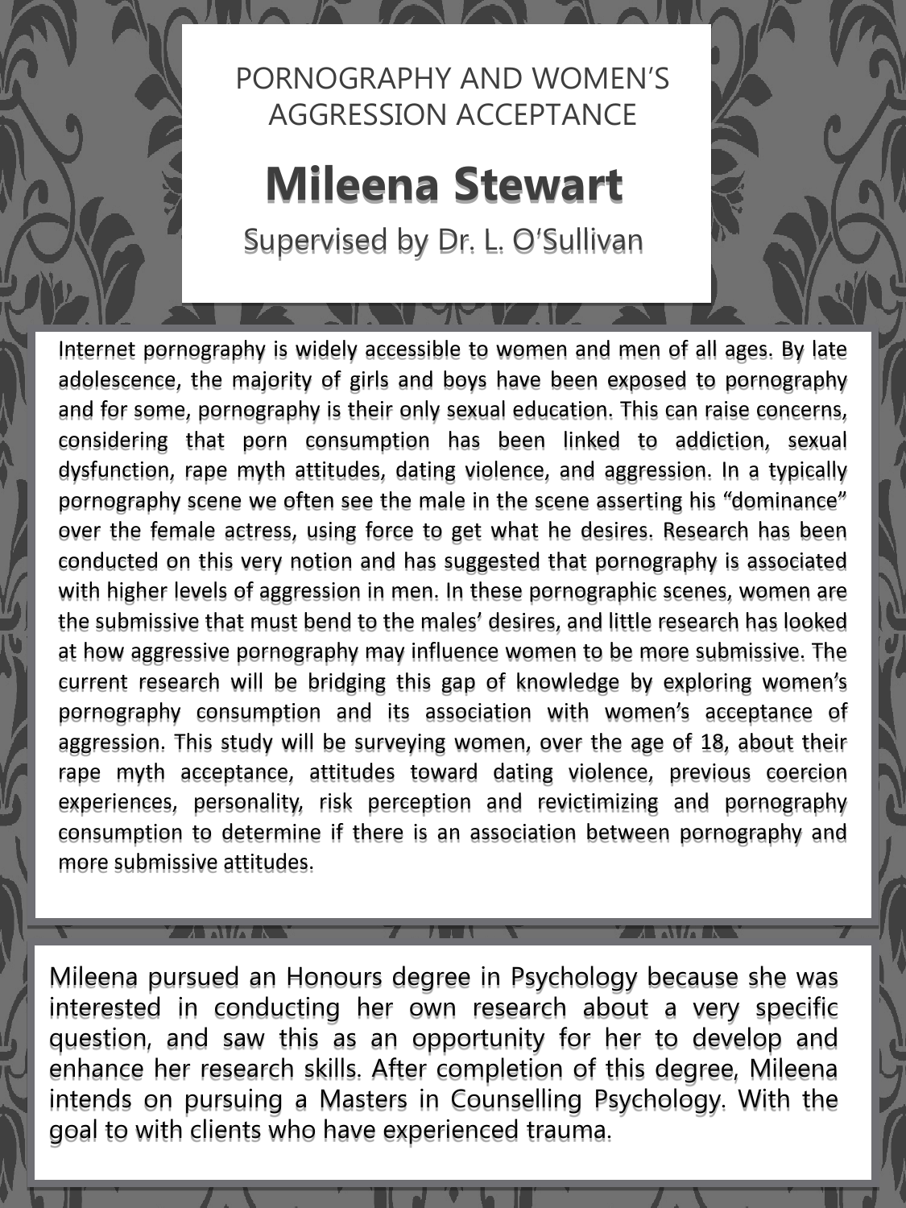# PORNOGRAPHY AND WOMEN'S AGGRESSION ACCEPTANCE

## Mileena Stewart

Supervised by Dr. L. O'Sullivan

Internet pornography is widely accessible to women and men of all ages. By late adolescence, the majority of girls and boys have been exposed to pornography and for some, pornography is their only sexual education. This can raise concerns, considering that porn consumption has been linked to addiction, sexual dysfunction, rape myth attitudes, dating violence, and aggression. In a typically pornography scene we often see the male in the scene asserting his "dominance" over the female actress, using force to get what he desires. Research has been conducted on this very notion and has suggested that pornography is associated with higher levels of aggression in men. In these pornographic scenes, women are the submissive that must bend to the males' desires, and little research has looked at how aggressive pornography may influence women to be more submissive. The current research will be bridging this gap of knowledge by exploring women's pornography consumption and its association with women's acceptance of aggression. This study will be surveying women, over the age of 18, about their rape myth acceptance, attitudes toward dating violence, previous coercion experiences, personality, risk perception and revictimizing and pornography consumption to determine if there is an association between pornography and more submissive attitudes.

Mileena pursued an Honours degree in Psychology because she was interested in conducting her own research about a very specific question, and saw this as an opportunity for her to develop and enhance her research skills. After completion of this degree, Mileena intends on pursuing a Masters in Counselling Psychology. With the goal to with clients who have experienced trauma.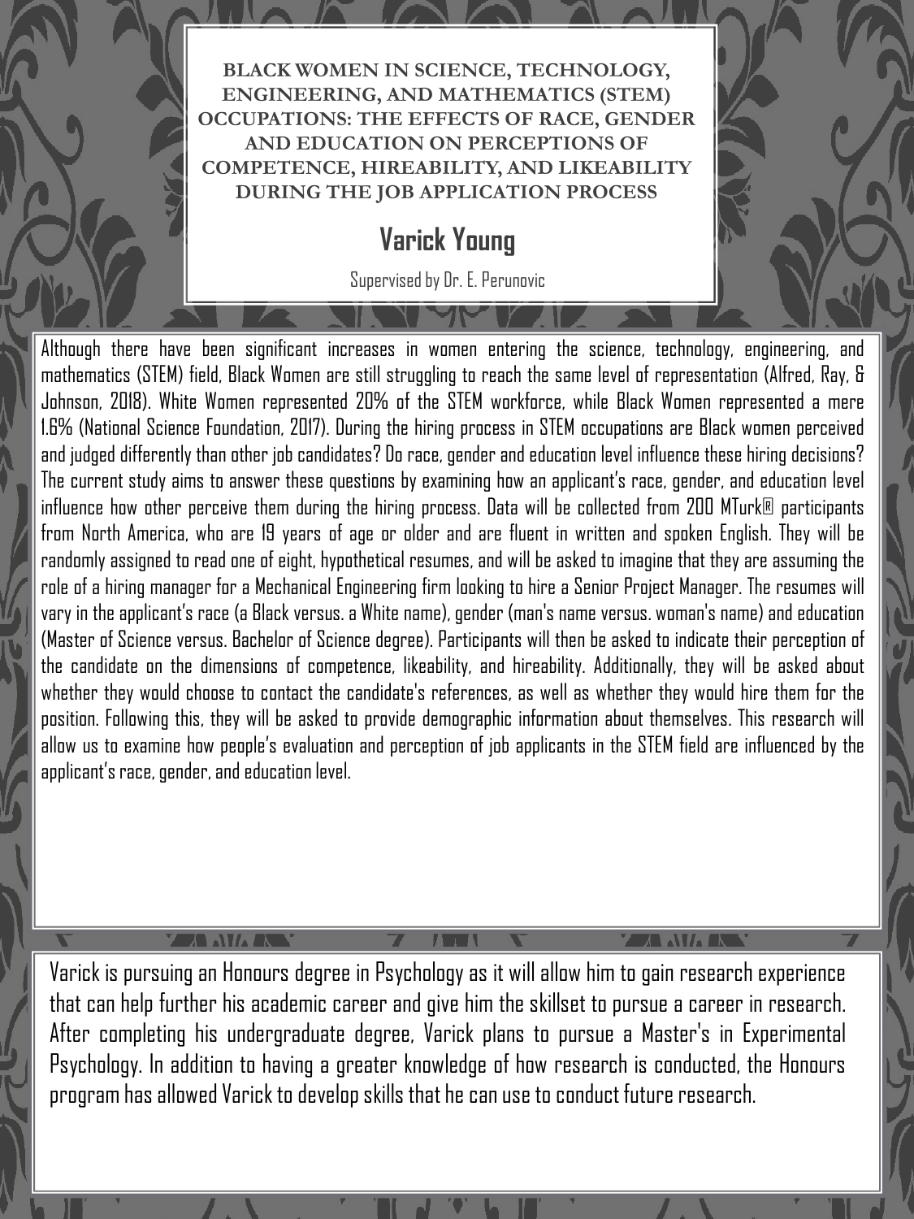# BLACK WOMEN IN SCIENCE, TECHNOLOGY, ENGINEERING, AND MATHEMATICS (STEM) OCCUPATIONS: THE EFFECTS OF RACE, GENDER AND EDUCATION ON PERCEPTIONS OF COMPETENCE, HIREABILITY, AND LIKEABILITY DURING THE JOB APPLICATION PROCESS

## Varick Young

Supervised by Dr. E. Perunovic

Although there have been significant increases in women entering the science, technology, engineering, and mathematics (STEM) field, Black Women are still struggling to reach the same level of representation (Alfred, Ray, & Johnson, 2018). White Women represented 20% of the STEM workforce, while Black Women represented a mere 1.6% (National Science Foundation, 2017). During the hiring process in STEM occupations are Black women perceived and judged differently than other job candidates? Do race, gender and education level influence these hiring decisions? The current study aims to answer these questions by examining how an applicant's race, gender, and education level influence how other perceive them during the hiring process. Data will be collected from 200 MTurk® participants from North America, who are 19 years of age or older and are fluent in written and spoken English. They will be randomly assigned to read one of eight, hypothetical resumes, and will be asked to imagine that they are assuming the role of a hiring manager for a Mechanical Engineering firm looking to hire a Senior Project Manager. The resumes will vary in the applicant's race (a Black versus. a White name), gender (man's name versus. woman's name) and education (Master of Science versus. Bachelor of Science degree). Participants will then be asked to indicate their perception of the candidate on the dimensions of competence, likeability, and hireability. Additionally, they will be asked about whether they would choose to contact the candidate's references, as well as whether they would hire them for the position. Following this, they will be asked to provide demographic information about themselves. This research will allow us to examine how people's evaluation and perception of job applicants in the STEM field are influenced by the applicant's race, gender, and education level.

Varick is pursuing an Honours degree in Psychology as it will allow him to gain research experience that can help further his academic career and give him the skillset to pursue a career in research. After completing his undergraduate degree, Varick plans to pursue a Master's in Experimental Psychology. In addition to having a greater knowledge of how research is conducted, the Honours program has allowed Varick to develop skills that he can use to conduct future research.